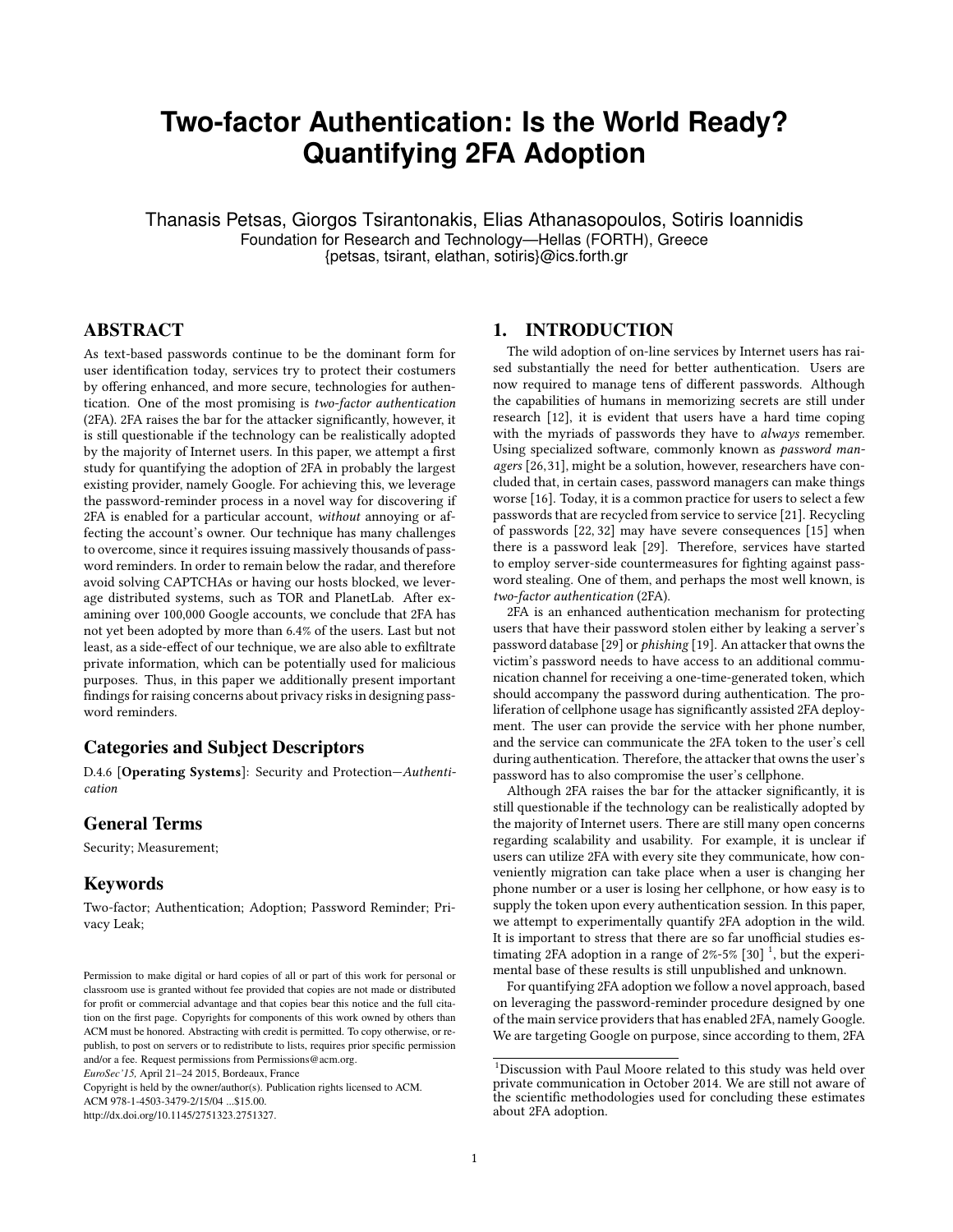# Two-factor Authentication: Is the World Ready? Quantifying 2FA Adoption

Thanasis Petsas, Giorgos Tsirantonakis, Elias Athanasopoulos, Sotiris Ioannidis
Foundation for Research and Technology—Hellas (FORTH), Greece
{petsas, tsirant, elathan, sotiris}@ics.forth.gr

## ABSTRACT

As text-based passwords continue to be the dominant form for user identification today, services try to protect their costumers by offering enhanced, and more secure, technologies for authentication. One of the most promising is *two-factor authentication* (2FA). 2FA raises the bar for the attacker significantly, however, it is still questionable if the technology can be realistically adopted by the majority of Internet users. In this paper, we attempt a first study for quantifying the adoption of 2FA in probably the largest existing provider, namely Google. For achieving this, we leverage the password-reminder process in a novel way for discovering if 2FA is enabled for a particular account, *without* annoying or affecting the account's owner. Our technique has many challenges to overcome, since it requires issuing massively thousands of password reminders. In order to remain below the radar, and therefore avoid solving CAPTCHAs or having our hosts blocked, we leverage distributed systems, such as TOR and PlanetLab. After examining over 100,000 Google accounts, we conclude that 2FA has not yet been adopted by more than 6.4% of the users. Last but not least, as a side-effect of our technique, we are also able to exfiltrate private information, which can be potentially used for malicious purposes. Thus, in this paper we additionally present important findings for raising concerns about privacy risks in designing password reminders.

### Categories and Subject Descriptors

D.4.6 [**Operating Systems**]: Security and Protection—*Authentication*

### General Terms

Security; Measurement;

### Keywords

Two-factor; Authentication; Adoption; Password Reminder; Privacy Leak;

Permission to make digital or hard copies of all or part of this work for personal or classroom use is granted without fee provided that copies are not made or distributed for profit or commercial advantage and that copies bear this notice and the full citation on the first page. Copyrights for components of this work owned by others than ACM must be honored. Abstracting with credit is permitted. To copy otherwise, or republish, to post on servers or to redistribute to lists, requires prior specific permission and/or a fee. Request permissions from Permissions@acm.org.
*EuroSec'15,* April 21–24 2015, Bordeaux, France
Copyright is held by the owner/author(s). Publication rights licensed to ACM.
ACM 978-1-4503-3479-2/15/04 ...$15.00.
http://dx.doi.org/10.1145/2751323.2751327.

## 1. INTRODUCTION

The wild adoption of on-line services by Internet users has raised substantially the need for better authentication. Users are now required to manage tens of different passwords. Although the capabilities of humans in memorizing secrets are still under research [12], it is evident that users have a hard time coping with the myriads of passwords they have to *always* remember. Using specialized software, commonly known as *password managers* [26,31], might be a solution, however, researchers have concluded that, in certain cases, password managers can make things worse [16]. Today, it is a common practice for users to select a few passwords that are recycled from service to service [21]. Recycling of passwords [22, 32] may have severe consequences [15] when there is a password leak [29]. Therefore, services have started to employ server-side countermeasures for fighting against password stealing. One of them, and perhaps the most well known, is *two-factor authentication* (2FA).

2FA is an enhanced authentication mechanism for protecting users that have their password stolen either by leaking a server's password database [29] or *phishing* [19]. An attacker that owns the victim's password needs to have access to an additional communication channel for receiving a one-time-generated token, which should accompany the password during authentication. The proliferation of cellphone usage has significantly assisted 2FA deployment. The user can provide the service with her phone number, and the service can communicate the 2FA token to the user's cell during authentication. Therefore, the attacker that owns the user's password has to also compromise the user's cellphone.

Although 2FA raises the bar for the attacker significantly, it is still questionable if the technology can be realistically adopted by the majority of Internet users. There are still many open concerns regarding scalability and usability. For example, it is unclear if users can utilize 2FA with every site they communicate, how conveniently migration can take place when a user is changing her phone number or a user is losing her cellphone, or how easy is to supply the token upon every authentication session. In this paper, we attempt to experimentally quantify 2FA adoption in the wild. It is important to stress that there are so far unofficial studies estimating 2FA adoption in a range of 2%-5% [30] [1], but the experimental base of these results is still unpublished and unknown.

For quantifying 2FA adoption we follow a novel approach, based on leveraging the password-reminder procedure designed by one of the main service providers that has enabled 2FA, namely Google. We are targeting Google on purpose, since according to them, 2FA

[1] Discussion with Paul Moore related to this study was held over private communication in October 2014. We are still not aware of the scientific methodologies used for concluding these estimates about 2FA adoption.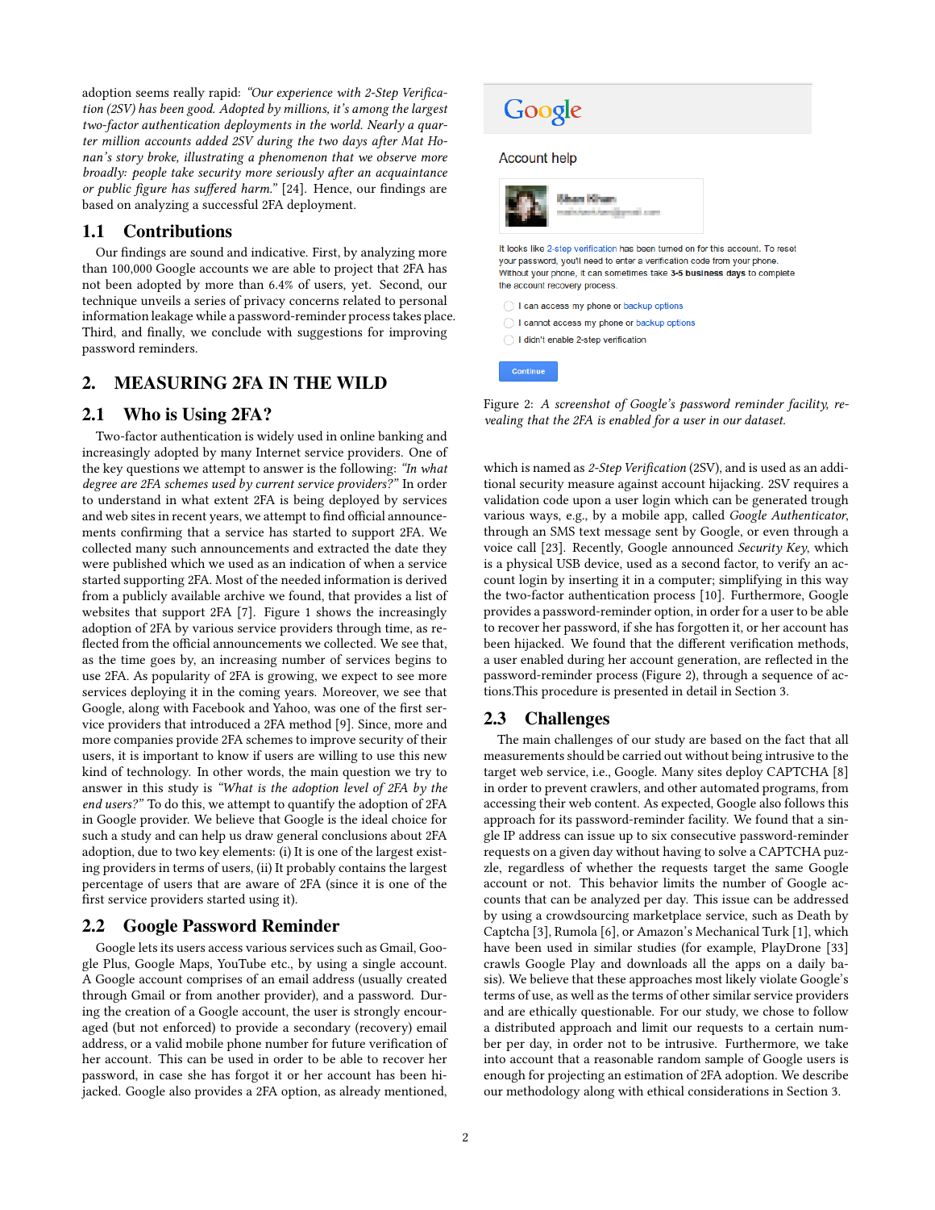adoption seems really rapid: *"Our experience with 2-Step Verification (2SV) has been good. Adopted by millions, it's among the largest two-factor authentication deployments in the world. Nearly a quarter million accounts added 2SV during the two days after Mat Honan's story broke, illustrating a phenomenon that we observe more broadly: people take security more seriously after an acquaintance or public figure has suffered harm."* [24]. Hence, our findings are based on analyzing a successful 2FA deployment.

## 1.1 Contributions

Our findings are sound and indicative. First, by analyzing more than 100,000 Google accounts we are able to project that 2FA has not been adopted by more than 6.4% of users, yet. Second, our technique unveils a series of privacy concerns related to personal information leakage while a password-reminder process takes place. Third, and finally, we conclude with suggestions for improving password reminders.

# 2. MEASURING 2FA IN THE WILD

## 2.1 Who is Using 2FA?

Two-factor authentication is widely used in online banking and increasingly adopted by many Internet service providers. One of the key questions we attempt to answer is the following: *"In what degree are 2FA schemes used by current service providers?"* In order to understand in what extent 2FA is being deployed by services and web sites in recent years, we attempt to find official announcements confirming that a service has started to support 2FA. We collected many such announcements and extracted the date they were published which we used as an indication of when a service started supporting 2FA. Most of the needed information is derived from a publicly available archive we found, that provides a list of websites that support 2FA [7]. Figure 1 shows the increasingly adoption of 2FA by various service providers through time, as reflected from the official announcements we collected. We see that, as the time goes by, an increasing number of services begins to use 2FA. As popularity of 2FA is growing, we expect to see more services deploying it in the coming years. Moreover, we see that Google, along with Facebook and Yahoo, was one of the first service providers that introduced a 2FA method [9]. Since, more and more companies provide 2FA schemes to improve security of their users, it is important to know if users are willing to use this new kind of technology. In other words, the main question we try to answer in this study is *"What is the adoption level of 2FA by the end users?"* To do this, we attempt to quantify the adoption of 2FA in Google provider. We believe that Google is the ideal choice for such a study and can help us draw general conclusions about 2FA adoption, due to two key elements: (i) It is one of the largest existing providers in terms of users, (ii) It probably contains the largest percentage of users that are aware of 2FA (since it is one of the first service providers started using it).

## 2.2 Google Password Reminder

Google lets its users access various services such as Gmail, Google Plus, Google Maps, YouTube etc., by using a single account. A Google account comprises of an email address (usually created through Gmail or from another provider), and a password. During the creation of a Google account, the user is strongly encouraged (but not enforced) to provide a secondary (recovery) email address, or a valid mobile phone number for future verification of her account. This can be used in order to be able to recover her password, in case she has forgot it or her account has been hijacked. Google also provides a 2FA option, as already mentioned,

Google

Account help

It looks like 2-step verification has been turned on for this account. To reset your password, you'll need to enter a verification code from your phone. Without your phone, it can sometimes take **3-5 business days** to complete the account recovery process.

- I can access my phone or backup options
- I cannot access my phone or backup options
- I didn't enable 2-step verification

Continue

Figure 2: *A screenshot of Google's password reminder facility, revealing that the 2FA is enabled for a user in our dataset.*

which is named as *2-Step Verification* (2SV), and is used as an additional security measure against account hijacking. 2SV requires a validation code upon a user login which can be generated trough various ways, e.g., by a mobile app, called *Google Authenticator*, through an SMS text message sent by Google, or even through a voice call [23]. Recently, Google announced *Security Key*, which is a physical USB device, used as a second factor, to verify an account login by inserting it in a computer; simplifying in this way the two-factor authentication process [10]. Furthermore, Google provides a password-reminder option, in order for a user to be able to recover her password, if she has forgotten it, or her account has been hijacked. We found that the different verification methods, a user enabled during her account generation, are reflected in the password-reminder process (Figure 2), through a sequence of actions.This procedure is presented in detail in Section 3.

## 2.3 Challenges

The main challenges of our study are based on the fact that all measurements should be carried out without being intrusive to the target web service, i.e., Google. Many sites deploy CAPTCHA [8] in order to prevent crawlers, and other automated programs, from accessing their web content. As expected, Google also follows this approach for its password-reminder facility. We found that a single Google IP address can issue up to six consecutive password-reminder requests on a given day without having to solve a CAPTCHA puzzle, regardless of whether the requests target the same Google account or not. This behavior limits the number of Google accounts that can be analyzed per day. This issue can be addressed by using a crowdsourcing marketplace service, such as Death by Captcha [3], Rumola [6], or Amazon's Mechanical Turk [1], which have been used in similar studies (for example, PlayDrone [33] crawls Google Play and downloads all the apps on a daily basis). We believe that these approaches most likely violate Google's terms of use, as well as the terms of other similar service providers and are ethically questionable. For our study, we chose to follow a distributed approach and limit our requests to a certain number per day, in order not to be intrusive. Furthermore, we take into account that a reasonable random sample of Google users is enough for projecting an estimation of 2FA adoption. We describe our methodology along with ethical considerations in Section 3.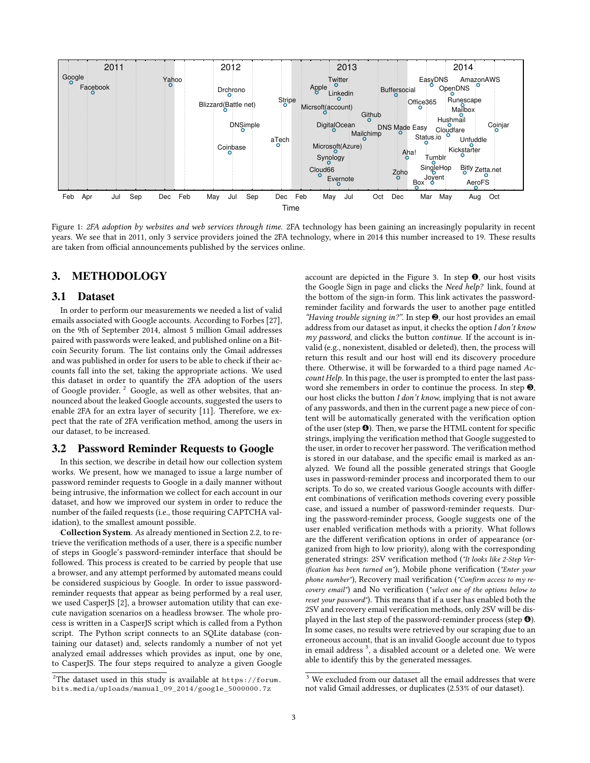Figure 1: *2FA adoption by websites and web services through time.* 2FA technology has been gaining an increasingly popularity in recent years. We see that in 2011, only 3 service providers joined the 2FA technology, where in 2014 this number increased to 19. These results are taken from official announcements published by the services online.

## 3. METHODOLOGY

### 3.1 Dataset

In order to perform our measurements we needed a list of valid emails associated with Google accounts. According to Forbes [27], on the 9th of September 2014, almost 5 million Gmail addresses paired with passwords were leaked, and published online on a Bitcoin Security forum. The list contains only the Gmail addresses and was published in order for users to be able to check if their accounts fall into the set, taking the appropriate actions. We used this dataset in order to quantify the 2FA adoption of the users of Google provider. [2] Google, as well as other websites, that announced about the leaked Google accounts, suggested the users to enable 2FA for an extra layer of security [11]. Therefore, we expect that the rate of 2FA verification method, among the users in our dataset, to be increased.

### 3.2 Password Reminder Requests to Google

In this section, we describe in detail how our collection system works. We present, how we managed to issue a large number of password reminder requests to Google in a daily manner without being intrusive, the information we collect for each account in our dataset, and how we improved our system in order to reduce the number of the failed requests (i.e., those requiring CAPTCHA validation), to the smallest amount possible.

**Collection System**. As already mentioned in Section 2.2, to retrieve the verification methods of a user, there is a specific number of steps in Google's password-reminder interface that should be followed. This process is created to be carried by people that use a browser, and any attempt performed by automated means could be considered suspicious by Google. In order to issue password-reminder requests that appear as being performed by a real user, we used CasperJS [2], a browser automation utility that can execute navigation scenarios on a headless browser. The whole process is written in a CasperJS script which is called from a Python script. The Python script connects to an SQLite database (containing our dataset) and, selects randomly a number of not yet analyzed email addresses which provides as input, one by one, to CasperJS. The four steps required to analyze a given Google account are depicted in the Figure 3. In step ❶, our host visits the Google Sign in page and clicks the *Need help?* link, found at the bottom of the sign-in form. This link activates the password-reminder facility and forwards the user to another page entitled *"Having trouble signing in?"*. In step ❷, our host provides an email address from our dataset as input, it checks the option *I don't know my password*, and clicks the button *continue*. If the account is invalid (e.g., nonexistent, disabled or deleted), then, the process will return this result and our host will end its discovery procedure there. Otherwise, it will be forwarded to a third page named *Account Help*. In this page, the user is prompted to enter the last password she remembers in order to continue the process. In step ❸, our host clicks the button *I don't know*, implying that is not aware of any passwords, and then in the current page a new piece of content will be automatically generated with the verification option of the user (step ❹). Then, we parse the HTML content for specific strings, implying the verification method that Google suggested to the user, in order to recover her password. The verification method is stored in our database, and the specific email is marked as analyzed. We found all the possible generated strings that Google uses in password-reminder process and incorporated them to our scripts. To do so, we created various Google accounts with different combinations of verification methods covering every possible case, and issued a number of password-reminder requests. During the password-reminder process, Google suggests one of the user enabled verification methods with a priority. What follows are the different verification options in order of appearance (organized from high to low priority), along with the corresponding generated strings: 2SV verification method (*"It looks like 2-Step Verification has been turned on"*), Mobile phone verification (*"Enter your phone number"*), Recovery mail verification (*"Confirm access to my recovery email"*) and No verification (*"select one of the options below to reset your password"*). This means that if a user has enabled both the 2SV and recovery email verification methods, only 2SV will be displayed in the last step of the password-reminder process (step ❹). In some cases, no results were retrieved by our scraping due to an erroneous account, that is an invalid Google account due to typos in email address [3], a disabled account or a deleted one. We were able to identify this by the generated messages.

[2] The dataset used in this study is available at `https://forum.bits.media/uploads/manual_09_2014/google_5000000.7z`

[3] We excluded from our dataset all the email addresses that were not valid Gmail addresses, or duplicates (2.53% of our dataset).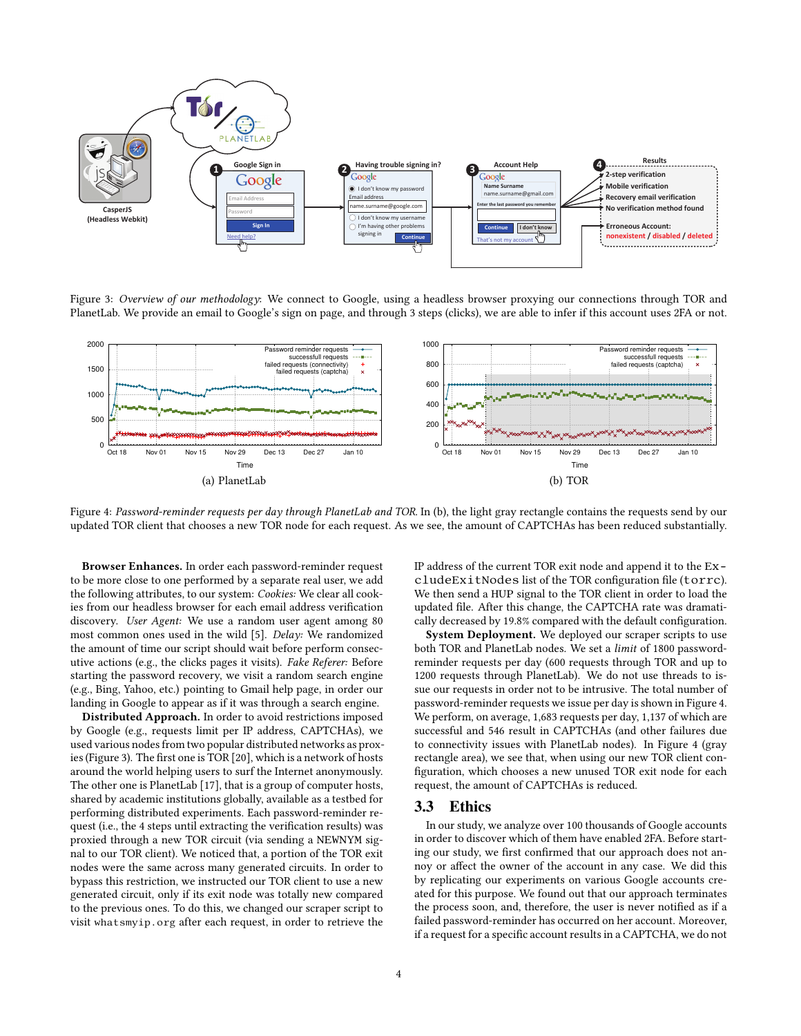Figure 3: *Overview of our methodology*: We connect to Google, using a headless browser proxying our connections through TOR and PlanetLab. We provide an email to Google's sign on page, and through 3 steps (clicks), we are able to infer if this account uses 2FA or not.

(a) PlanetLab

(b) TOR

Figure 4: *Password-reminder requests per day through PlanetLab and TOR.* In (b), the light gray rectangle contains the requests send by our updated TOR client that chooses a new TOR node for each request. As we see, the amount of CAPTCHAs has been reduced substantially.

**Browser Enhances.** In order each password-reminder request to be more close to one performed by a separate real user, we add the following attributes, to our system: *Cookies:* We clear all cookies from our headless browser for each email address verification discovery. *User Agent:* We use a random user agent among 80 most common ones used in the wild [5]. *Delay:* We randomized the amount of time our script should wait before perform consecutive actions (e.g., the clicks pages it visits). *Fake Referer:* Before starting the password recovery, we visit a random search engine (e.g., Bing, Yahoo, etc.) pointing to Gmail help page, in order our landing in Google to appear as if it was through a search engine.

**Distributed Approach.** In order to avoid restrictions imposed by Google (e.g., requests limit per IP address, CAPTCHAs), we used various nodes from two popular distributed networks as proxies (Figure 3). The first one is TOR [20], which is a network of hosts around the world helping users to surf the Internet anonymously. The other one is PlanetLab [17], that is a group of computer hosts, shared by academic institutions globally, available as a testbed for performing distributed experiments. Each password-reminder request (i.e., the 4 steps until extracting the verification results) was proxied through a new TOR circuit (via sending a NEWNYM signal to our TOR client). We noticed that, a portion of the TOR exit nodes were the same across many generated circuits. In order to bypass this restriction, we instructed our TOR client to use a new generated circuit, only if its exit node was totally new compared to the previous ones. To do this, we changed our scraper script to visit `whatsmyip.org` after each request, in order to retrieve the IP address of the current TOR exit node and append it to the `ExcludeExitNodes` list of the TOR configuration file (`torrc`). We then send a HUP signal to the TOR client in order to load the updated file. After this change, the CAPTCHA rate was dramatically decreased by 19.8% compared with the default configuration.

**System Deployment.** We deployed our scraper scripts to use both TOR and PlanetLab nodes. We set a *limit* of 1800 password-reminder requests per day (600 requests through TOR and up to 1200 requests through PlanetLab). We do not use threads to issue our requests in order not to be intrusive. The total number of password-reminder requests we issue per day is shown in Figure 4. We perform, on average, 1,683 requests per day, 1,137 of which are successful and 546 result in CAPTCHAs (and other failures due to connectivity issues with PlanetLab nodes). In Figure 4 (gray rectangle area), we see that, when using our new TOR client configuration, which chooses a new unused TOR exit node for each request, the amount of CAPTCHAs is reduced.

## 3.3 Ethics

In our study, we analyze over 100 thousands of Google accounts in order to discover which of them have enabled 2FA. Before starting our study, we first confirmed that our approach does not annoy or affect the owner of the account in any case. We did this by replicating our experiments on various Google accounts created for this purpose. We found out that our approach terminates the process soon, and, therefore, the user is never notified as if a failed password-reminder has occurred on her account. Moreover, if a request for a specific account results in a CAPTCHA, we do not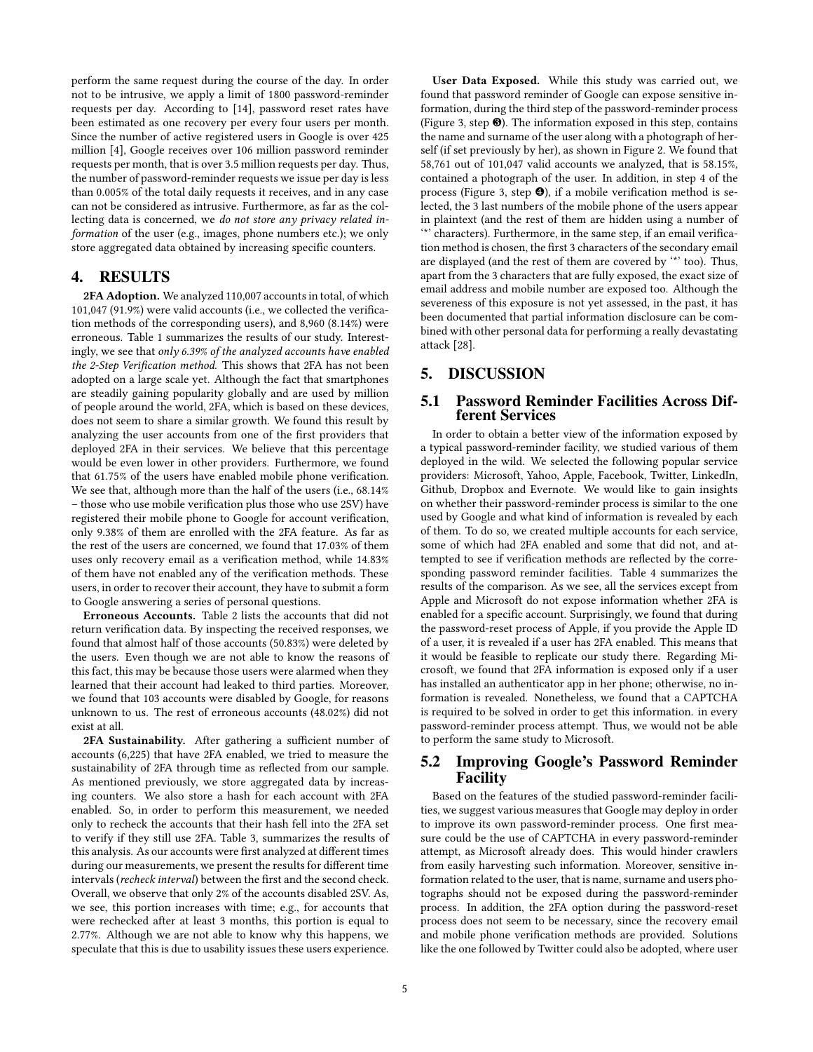perform the same request during the course of the day. In order not to be intrusive, we apply a limit of 1800 password-reminder requests per day. According to [14], password reset rates have been estimated as one recovery per every four users per month. Since the number of active registered users in Google is over 425 million [4], Google receives over 106 million password reminder requests per month, that is over 3.5 million requests per day. Thus, the number of password-reminder requests we issue per day is less than 0.005% of the total daily requests it receives, and in any case can not be considered as intrusive. Furthermore, as far as the collecting data is concerned, we *do not store any privacy related information* of the user (e.g., images, phone numbers etc.); we only store aggregated data obtained by increasing specific counters.

# 4. RESULTS

**2FA Adoption.** We analyzed 110,007 accounts in total, of which 101,047 (91.9%) were valid accounts (i.e., we collected the verification methods of the corresponding users), and 8,960 (8.14%) were erroneous. Table 1 summarizes the results of our study. Interestingly, we see that *only 6.39% of the analyzed accounts have enabled the 2-Step Verification method*. This shows that 2FA has not been adopted on a large scale yet. Although the fact that smartphones are steadily gaining popularity globally and are used by million of people around the world, 2FA, which is based on these devices, does not seem to share a similar growth. We found this result by analyzing the user accounts from one of the first providers that deployed 2FA in their services. We believe that this percentage would be even lower in other providers. Furthermore, we found that 61.75% of the users have enabled mobile phone verification. We see that, although more than the half of the users (i.e., 68.14% – those who use mobile verification plus those who use 2SV) have registered their mobile phone to Google for account verification, only 9.38% of them are enrolled with the 2FA feature. As far as the rest of the users are concerned, we found that 17.03% of them uses only recovery email as a verification method, while 14.83% of them have not enabled any of the verification methods. These users, in order to recover their account, they have to submit a form to Google answering a series of personal questions.

**Erroneous Accounts.** Table 2 lists the accounts that did not return verification data. By inspecting the received responses, we found that almost half of those accounts (50.83%) were deleted by the users. Even though we are not able to know the reasons of this fact, this may be because those users were alarmed when they learned that their account had leaked to third parties. Moreover, we found that 103 accounts were disabled by Google, for reasons unknown to us. The rest of erroneous accounts (48.02%) did not exist at all.

**2FA Sustainability.** After gathering a sufficient number of accounts (6,225) that have 2FA enabled, we tried to measure the sustainability of 2FA through time as reflected from our sample. As mentioned previously, we store aggregated data by increasing counters. We also store a hash for each account with 2FA enabled. So, in order to perform this measurement, we needed only to recheck the accounts that their hash fell into the 2FA set to verify if they still use 2FA. Table 3, summarizes the results of this analysis. As our accounts were first analyzed at different times during our measurements, we present the results for different time intervals (*recheck interval*) between the first and the second check. Overall, we observe that only 2% of the accounts disabled 2SV. As, we see, this portion increases with time; e.g., for accounts that were rechecked after at least 3 months, this portion is equal to 2.77%. Although we are not able to know why this happens, we speculate that this is due to usability issues these users experience.

**User Data Exposed.** While this study was carried out, we found that password reminder of Google can expose sensitive information, during the third step of the password-reminder process (Figure 3, step ❸). The information exposed in this step, contains the name and surname of the user along with a photograph of herself (if set previously by her), as shown in Figure 2. We found that 58,761 out of 101,047 valid accounts we analyzed, that is 58.15%, contained a photograph of the user. In addition, in step 4 of the process (Figure 3, step ❹), if a mobile verification method is selected, the 3 last numbers of the mobile phone of the users appear in plaintext (and the rest of them are hidden using a number of '*' characters). Furthermore, in the same step, if an email verification method is chosen, the first 3 characters of the secondary email are displayed (and the rest of them are covered by '*' too). Thus, apart from the 3 characters that are fully exposed, the exact size of email address and mobile number are exposed too. Although the severeness of this exposure is not yet assessed, in the past, it has been documented that partial information disclosure can be combined with other personal data for performing a really devastating attack [28].

# 5. DISCUSSION

## 5.1 Password Reminder Facilities Across Different Services

In order to obtain a better view of the information exposed by a typical password-reminder facility, we studied various of them deployed in the wild. We selected the following popular service providers: Microsoft, Yahoo, Apple, Facebook, Twitter, LinkedIn, Github, Dropbox and Evernote. We would like to gain insights on whether their password-reminder process is similar to the one used by Google and what kind of information is revealed by each of them. To do so, we created multiple accounts for each service, some of which had 2FA enabled and some that did not, and attempted to see if verification methods are reflected by the corresponding password reminder facilities. Table 4 summarizes the results of the comparison. As we see, all the services except from Apple and Microsoft do not expose information whether 2FA is enabled for a specific account. Surprisingly, we found that during the password-reset process of Apple, if you provide the Apple ID of a user, it is revealed if a user has 2FA enabled. This means that it would be feasible to replicate our study there. Regarding Microsoft, we found that 2FA information is exposed only if a user has installed an authenticator app in her phone; otherwise, no information is revealed. Nonetheless, we found that a CAPTCHA is required to be solved in order to get this information. in every password-reminder process attempt. Thus, we would not be able to perform the same study to Microsoft.

## 5.2 Improving Google's Password Reminder Facility

Based on the features of the studied password-reminder facilities, we suggest various measures that Google may deploy in order to improve its own password-reminder process. One first measure could be the use of CAPTCHA in every password-reminder attempt, as Microsoft already does. This would hinder crawlers from easily harvesting such information. Moreover, sensitive information related to the user, that is name, surname and users photographs should not be exposed during the password-reminder process. In addition, the 2FA option during the password-reset process does not seem to be necessary, since the recovery email and mobile phone verification methods are provided. Solutions like the one followed by Twitter could also be adopted, where user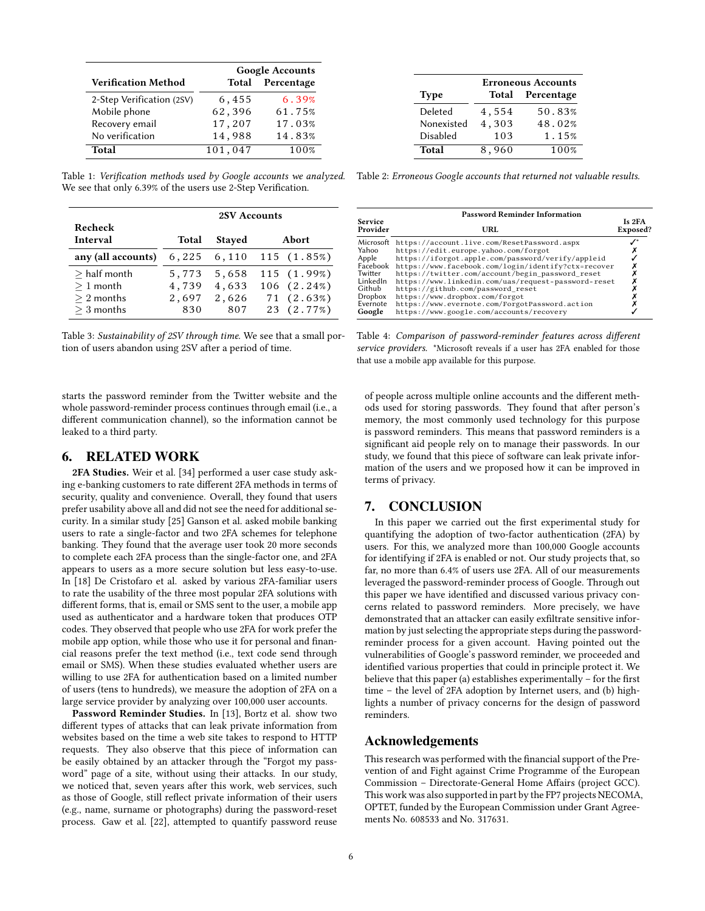| Verification Method | Google Accounts Total | Percentage |
|---|---|---|
| 2-Step Verification (2SV) | 6,455 | 6.39% |
| Mobile phone | 62,396 | 61.75% |
| Recovery email | 17,207 | 17.03% |
| No verification | 14,988 | 14.83% |
| **Total** | 101,047 | 100% |

Table 1: *Verification methods used by Google accounts we analyzed.* We see that only 6.39% of the users use 2-Step Verification.

| Type | Erroneous Accounts Total | Percentage |
|---|---|---|
| Deleted | 4,554 | 50.83% |
| Nonexisted | 4,303 | 48.02% |
| Disabled | 103 | 1.15% |
| **Total** | 8,960 | 100% |

Table 2: *Erroneous Google accounts that returned not valuable results.*

| Recheck Interval | 2SV Accounts Total | Stayed | Abort |
|---|---|---|---|
| any (all accounts) | 6,225 | 6,110 | 115 (1.85%) |
| $\geq$ half month | 5,773 | 5,658 | 115 (1.99%) |
| $\geq$ 1 month | 4,739 | 4,633 | 106 (2.24%) |
| $\geq$ 2 months | 2,697 | 2,626 | 71 (2.63%) |
| $\geq$ 3 months | 830 | 807 | 23 (2.77%) |

Table 3: *Sustainability of 2SV through time.* We see that a small portion of users abandon using 2SV after a period of time.

| Service Provider | Password Reminder Information URL | Is 2FA Exposed? |
|---|---|---|
| Microsoft | https://account.live.com/ResetPassword.aspx | ✓* |
| Yahoo | https://edit.europe.yahoo.com/forgot | ✗ |
| Apple | https://iforgot.apple.com/password/verify/appleid | ✓ |
| Facebook | https://www.facebook.com/login/identify?ctx=recover | ✗ |
| Twitter | https://twitter.com/account/begin_password_reset | ✗ |
| LinkedIn | https://www.linkedin.com/uas/request-password-reset | ✗ |
| Github | https://github.com/password_reset | ✗ |
| Dropbox | https://www.dropbox.com/forgot | ✗ |
| Evernote | https://www.evernote.com/ForgotPassword.action | ✗ |
| **Google** | https://www.google.com/accounts/recovery | ✓ |

Table 4: *Comparison of password-reminder features across different service providers.* *Microsoft reveals if a user has 2FA enabled for those that use a mobile app available for this purpose.

starts the password reminder from the Twitter website and the whole password-reminder process continues through email (i.e., a different communication channel), so the information cannot be leaked to a third party.

## 6. RELATED WORK

**2FA Studies.** Weir et al. [34] performed a user case study asking e-banking customers to rate different 2FA methods in terms of security, quality and convenience. Overall, they found that users prefer usability above all and did not see the need for additional security. In a similar study [25] Ganson et al. asked mobile banking users to rate a single-factor and two 2FA schemes for telephone banking. They found that the average user took 20 more seconds to complete each 2FA process than the single-factor one, and 2FA appears to users as a more secure solution but less easy-to-use. In [18] De Cristofaro et al. asked by various 2FA-familiar users to rate the usability of the three most popular 2FA solutions with different forms, that is, email or SMS sent to the user, a mobile app used as authenticator and a hardware token that produces OTP codes. They observed that people who use 2FA for work prefer the mobile app option, while those who use it for personal and financial reasons prefer the text method (i.e., text code send through email or SMS). When these studies evaluated whether users are willing to use 2FA for authentication based on a limited number of users (tens to hundreds), we measure the adoption of 2FA on a large service provider by analyzing over 100,000 user accounts.

**Password Reminder Studies.** In [13], Bortz et al. show two different types of attacks that can leak private information from websites based on the time a web site takes to respond to HTTP requests. They also observe that this piece of information can be easily obtained by an attacker through the "Forgot my password" page of a site, without using their attacks. In our study, we noticed that, seven years after this work, web services, such as those of Google, still reflect private information of their users (e.g., name, surname or photographs) during the password-reset process. Gaw et al. [22], attempted to quantify password reuse of people across multiple online accounts and the different methods used for storing passwords. They found that after person's memory, the most commonly used technology for this purpose is password reminders. This means that password reminders is a significant aid people rely on to manage their passwords. In our study, we found that this piece of software can leak private information of the users and we proposed how it can be improved in terms of privacy.

## 7. CONCLUSION

In this paper we carried out the first experimental study for quantifying the adoption of two-factor authentication (2FA) by users. For this, we analyzed more than 100,000 Google accounts for identifying if 2FA is enabled or not. Our study projects that, so far, no more than 6.4% of users use 2FA. All of our measurements leveraged the password-reminder process of Google. Through out this paper we have identified and discussed various privacy concerns related to password reminders. More precisely, we have demonstrated that an attacker can easily exfiltrate sensitive information by just selecting the appropriate steps during the password-reminder process for a given account. Having pointed out the vulnerabilities of Google's password reminder, we proceeded and identified various properties that could in principle protect it. We believe that this paper (a) establishes experimentally – for the first time – the level of 2FA adoption by Internet users, and (b) highlights a number of privacy concerns for the design of password reminders.

## Acknowledgements

This research was performed with the financial support of the Prevention of and Fight against Crime Programme of the European Commission – Directorate-General Home Affairs (project GCC). This work was also supported in part by the FP7 projects NECOMA, OPTET, funded by the European Commission under Grant Agreements No. 608533 and No. 317631.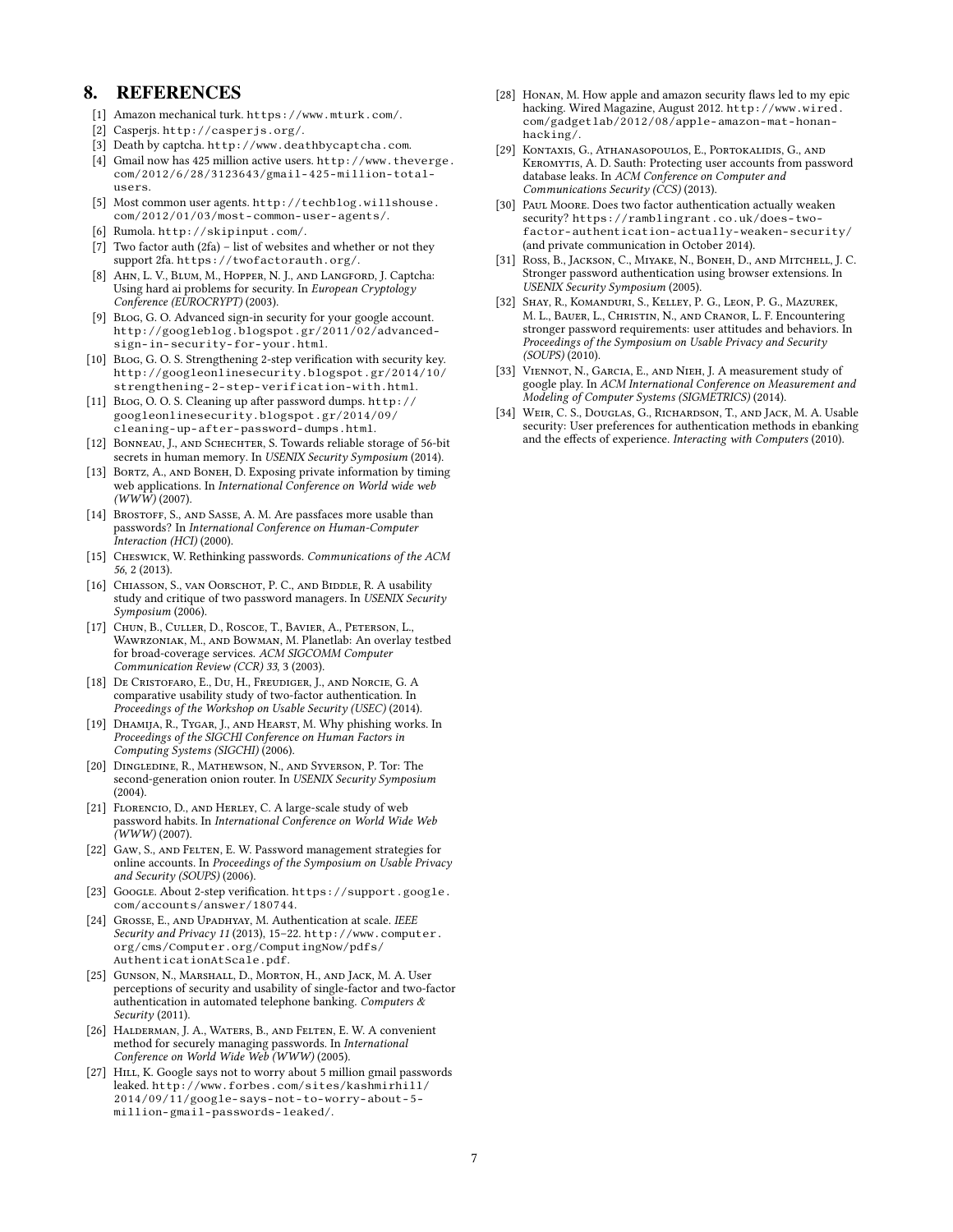## 8. REFERENCES

[1] Amazon mechanical turk. https://www.mturk.com/.

[2] Casperjs. http://casperjs.org/.

[3] Death by captcha. http://www.deathbycaptcha.com.

[4] Gmail now has 425 million active users. http://www.theverge.com/2012/6/28/3123643/gmail-425-million-total-users.

[5] Most common user agents. http://techblog.willshouse.com/2012/01/03/most-common-user-agents/.

[6] Rumola. http://skipinput.com/.

[7] Two factor auth (2fa) – list of websites and whether or not they support 2fa. https://twofactorauth.org/.

[8] Ahn, L. V., Blum, M., Hopper, N. J., and Langford, J. Captcha: Using hard ai problems for security. In *European Cryptology Conference (EUROCRYPT)* (2003).

[9] Blog, G. O. Advanced sign-in security for your google account. http://googleblog.blogspot.gr/2011/02/advanced-sign-in-security-for-your.html.

[10] Blog, G. O. S. Strengthening 2-step verification with security key. http://googleonlinesecurity.blogspot.gr/2014/10/strengthening-2-step-verification-with.html.

[11] Blog, O. O. S. Cleaning up after password dumps. http://googleonlinesecurity.blogspot.gr/2014/09/cleaning-up-after-password-dumps.html.

[12] Bonneau, J., and Schechter, S. Towards reliable storage of 56-bit secrets in human memory. In *USENIX Security Symposium* (2014).

[13] Bortz, A., and Boneh, D. Exposing private information by timing web applications. In *International Conference on World wide web (WWW)* (2007).

[14] Brostoff, S., and Sasse, A. M. Are passfaces more usable than passwords? In *International Conference on Human-Computer Interaction (HCI)* (2000).

[15] Cheswick, W. Rethinking passwords. *Communications of the ACM 56*, 2 (2013).

[16] Chiasson, S., van Oorschot, P. C., and Biddle, R. A usability study and critique of two password managers. In *USENIX Security Symposium* (2006).

[17] Chun, B., Culler, D., Roscoe, T., Bavier, A., Peterson, L., Wawrzoniak, M., and Bowman, M. Planetlab: An overlay testbed for broad-coverage services. *ACM SIGCOMM Computer Communication Review (CCR) 33*, 3 (2003).

[18] De Cristofaro, E., Du, H., Freudiger, J., and Norcie, G. A comparative usability study of two-factor authentication. In *Proceedings of the Workshop on Usable Security (USEC)* (2014).

[19] Dhamija, R., Tygar, J., and Hearst, M. Why phishing works. In *Proceedings of the SIGCHI Conference on Human Factors in Computing Systems (SIGCHI)* (2006).

[20] Dingledine, R., Mathewson, N., and Syverson, P. Tor: The second-generation onion router. In *USENIX Security Symposium* (2004).

[21] Florencio, D., and Herley, C. A large-scale study of web password habits. In *International Conference on World Wide Web (WWW)* (2007).

[22] Gaw, S., and Felten, E. W. Password management strategies for online accounts. In *Proceedings of the Symposium on Usable Privacy and Security (SOUPS)* (2006).

[23] Google. About 2-step verification. https://support.google.com/accounts/answer/180744.

[24] Grosse, E., and Upadhyay, M. Authentication at scale. *IEEE Security and Privacy 11* (2013), 15–22. http://www.computer.org/cms/Computer.org/ComputingNow/pdfs/AuthenticationAtScale.pdf.

[25] Gunson, N., Marshall, D., Morton, H., and Jack, M. A. User perceptions of security and usability of single-factor and two-factor authentication in automated telephone banking. *Computers & Security* (2011).

[26] Halderman, J. A., Waters, B., and Felten, E. W. A convenient method for securely managing passwords. In *International Conference on World Wide Web (WWW)* (2005).

[27] Hill, K. Google says not to worry about 5 million gmail passwords leaked. http://www.forbes.com/sites/kashmirhill/2014/09/11/google-says-not-to-worry-about-5-million-gmail-passwords-leaked/.

[28] Honan, M. How apple and amazon security flaws led to my epic hacking. Wired Magazine, August 2012. http://www.wired.com/gadgetlab/2012/08/apple-amazon-mat-honan-hacking/.

[29] Kontaxis, G., Athanasopoulos, E., Portokalidis, G., and Keromytis, A. D. Sauth: Protecting user accounts from password database leaks. In *ACM Conference on Computer and Communications Security (CCS)* (2013).

[30] Paul Moore. Does two factor authentication actually weaken security? https://ramblingrant.co.uk/does-two-factor-authentication-actually-weaken-security/ (and private communication in October 2014).

[31] Ross, B., Jackson, C., Miyake, N., Boneh, D., and Mitchell, J. C. Stronger password authentication using browser extensions. In *USENIX Security Symposium* (2005).

[32] Shay, R., Komanduri, S., Kelley, P. G., Leon, P. G., Mazurek, M. L., Bauer, L., Christin, N., and Cranor, L. F. Encountering stronger password requirements: user attitudes and behaviors. In *Proceedings of the Symposium on Usable Privacy and Security (SOUPS)* (2010).

[33] Viennot, N., Garcia, E., and Nieh, J. A measurement study of google play. In *ACM International Conference on Measurement and Modeling of Computer Systems (SIGMETRICS)* (2014).

[34] Weir, C. S., Douglas, G., Richardson, T., and Jack, M. A. Usable security: User preferences for authentication methods in ebanking and the effects of experience. *Interacting with Computers* (2010).